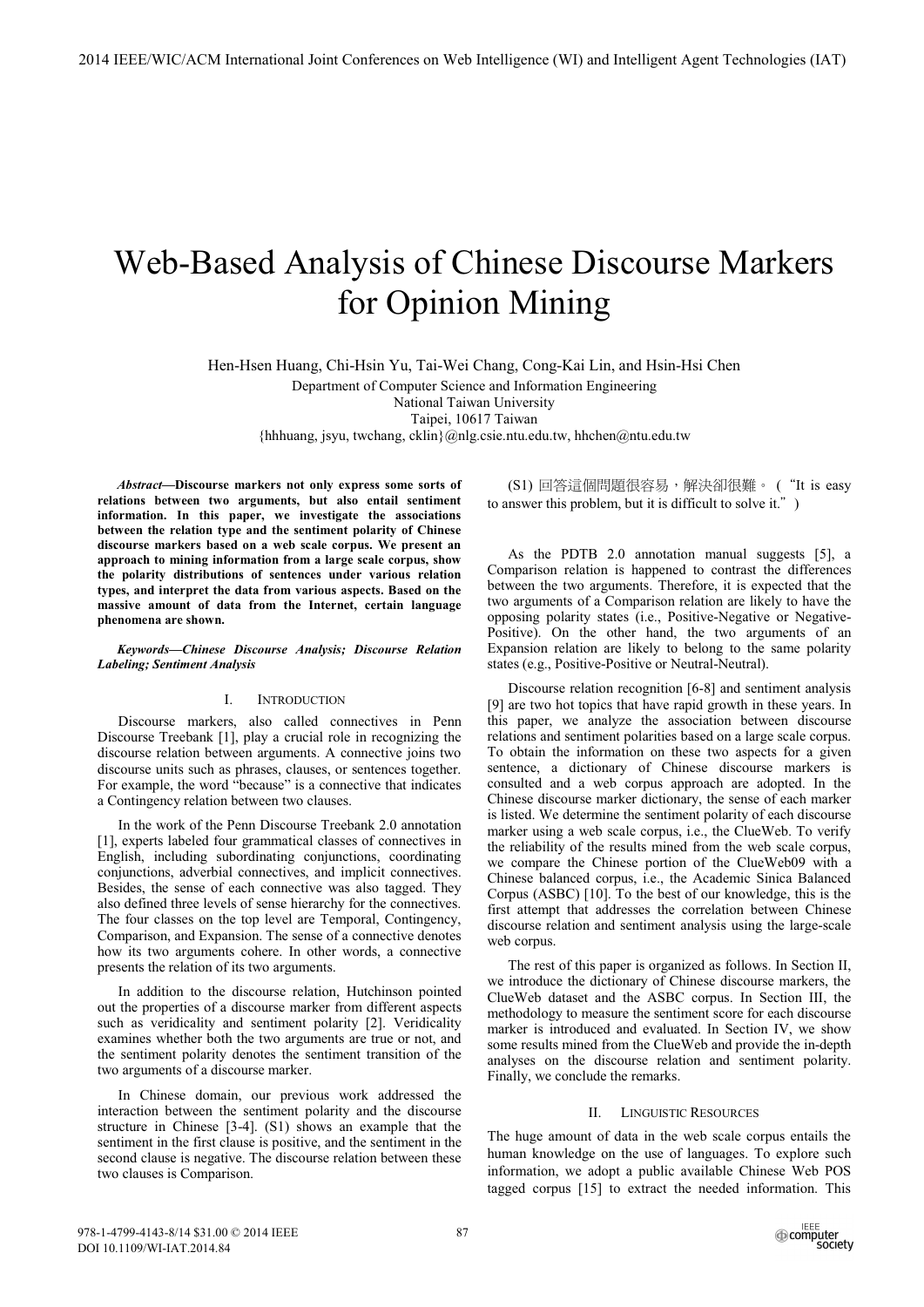# Web-Based Analysis of Chinese Discourse Markers for Opinion Mining

Hen-Hsen Huang, Chi-Hsin Yu, Tai-Wei Chang, Cong-Kai Lin, and Hsin-Hsi Chen

Department of Computer Science and Information Engineering
National Taiwan University
Taipei, 10617 Taiwan
{hhhuang, jsyu, twchang, cklin}@nlg.csie.ntu.edu.tw, hhchen@ntu.edu.tw

***Abstract*—Discourse markers not only express some sorts of relations between two arguments, but also entail sentiment information. In this paper, we investigate the associations between the relation type and the sentiment polarity of Chinese discourse markers based on a web scale corpus. We present an approach to mining information from a large scale corpus, show the polarity distributions of sentences under various relation types, and interpret the data from various aspects. Based on the massive amount of data from the Internet, certain language phenomena are shown.**

***Keywords—Chinese Discourse Analysis; Discourse Relation Labeling; Sentiment Analysis***

## I. Introduction

Discourse markers, also called connectives in Penn Discourse Treebank [1], play a crucial role in recognizing the discourse relation between arguments. A connective joins two discourse units such as phrases, clauses, or sentences together. For example, the word "because" is a connective that indicates a Contingency relation between two clauses.

In the work of the Penn Discourse Treebank 2.0 annotation [1], experts labeled four grammatical classes of connectives in English, including subordinating conjunctions, coordinating conjunctions, adverbial connectives, and implicit connectives. Besides, the sense of each connective was also tagged. They also defined three levels of sense hierarchy for the connectives. The four classes on the top level are Temporal, Contingency, Comparison, and Expansion. The sense of a connective denotes how its two arguments cohere. In other words, a connective presents the relation of its two arguments.

In addition to the discourse relation, Hutchinson pointed out the properties of a discourse marker from different aspects such as veridicality and sentiment polarity [2]. Veridicality examines whether both the two arguments are true or not, and the sentiment polarity denotes the sentiment transition of the two arguments of a discourse marker.

In Chinese domain, our previous work addressed the interaction between the sentiment polarity and the discourse structure in Chinese [3-4]. (S1) shows an example that the sentiment in the first clause is positive, and the sentiment in the second clause is negative. The discourse relation between these two clauses is Comparison.

(S1) 回答這個問題很容易，解決卻很難。（"It is easy to answer this problem, but it is difficult to solve it."）

As the PDTB 2.0 annotation manual suggests [5], a Comparison relation is happened to contrast the differences between the two arguments. Therefore, it is expected that the two arguments of a Comparison relation are likely to have the opposing polarity states (i.e., Positive-Negative or Negative-Positive). On the other hand, the two arguments of an Expansion relation are likely to belong to the same polarity states (e.g., Positive-Positive or Neutral-Neutral).

Discourse relation recognition [6-8] and sentiment analysis [9] are two hot topics that have rapid growth in these years. In this paper, we analyze the association between discourse relations and sentiment polarities based on a large scale corpus. To obtain the information on these two aspects for a given sentence, a dictionary of Chinese discourse markers is consulted and a web corpus approach are adopted. In the Chinese discourse marker dictionary, the sense of each marker is listed. We determine the sentiment polarity of each discourse marker using a web scale corpus, i.e., the ClueWeb. To verify the reliability of the results mined from the web scale corpus, we compare the Chinese portion of the ClueWeb09 with a Chinese balanced corpus, i.e., the Academic Sinica Balanced Corpus (ASBC) [10]. To the best of our knowledge, this is the first attempt that addresses the correlation between Chinese discourse relation and sentiment analysis using the large-scale web corpus.

The rest of this paper is organized as follows. In Section II, we introduce the dictionary of Chinese discourse markers, the ClueWeb dataset and the ASBC corpus. In Section III, the methodology to measure the sentiment score for each discourse marker is introduced and evaluated. In Section IV, we show some results mined from the ClueWeb and provide the in-depth analyses on the discourse relation and sentiment polarity. Finally, we conclude the remarks.

## II. Linguistic Resources

The huge amount of data in the web scale corpus entails the human knowledge on the use of languages. To explore such information, we adopt a public available Chinese Web POS tagged corpus [15] to extract the needed information. This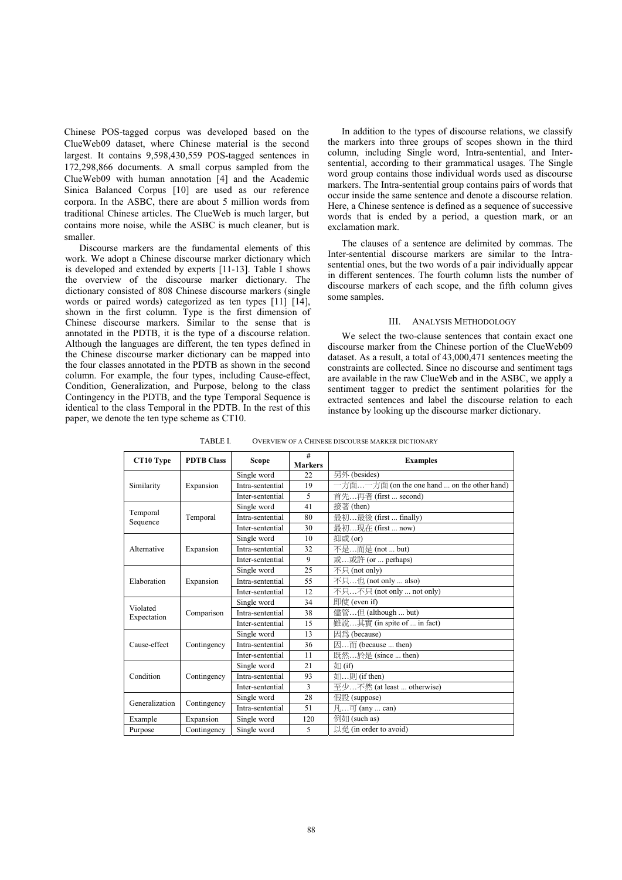Chinese POS-tagged corpus was developed based on the ClueWeb09 dataset, where Chinese material is the second largest. It contains 9,598,430,559 POS-tagged sentences in 172,298,866 documents. A small corpus sampled from the ClueWeb09 with human annotation [4] and the Academic Sinica Balanced Corpus [10] are used as our reference corpora. In the ASBC, there are about 5 million words from traditional Chinese articles. The ClueWeb is much larger, but contains more noise, while the ASBC is much cleaner, but is smaller.

Discourse markers are the fundamental elements of this work. We adopt a Chinese discourse marker dictionary which is developed and extended by experts [11-13]. Table I shows the overview of the discourse marker dictionary. The dictionary consisted of 808 Chinese discourse markers (single words or paired words) categorized as ten types [11] [14], shown in the first column. Type is the first dimension of Chinese discourse markers. Similar to the sense that is annotated in the PDTB, it is the type of a discourse relation. Although the languages are different, the ten types defined in the Chinese discourse marker dictionary can be mapped into the four classes annotated in the PDTB as shown in the second column. For example, the four types, including Cause-effect, Condition, Generalization, and Purpose, belong to the class Contingency in the PDTB, and the type Temporal Sequence is identical to the class Temporal in the PDTB. In the rest of this paper, we denote the ten type scheme as CT10.

In addition to the types of discourse relations, we classify the markers into three groups of scopes shown in the third column, including Single word, Intra-sentential, and Inter-sentential, according to their grammatical usages. The Single word group contains those individual words used as discourse markers. The Intra-sentential group contains pairs of words that occur inside the same sentence and denote a discourse relation. Here, a Chinese sentence is defined as a sequence of successive words that is ended by a period, a question mark, or an exclamation mark.

The clauses of a sentence are delimited by commas. The Inter-sentential discourse markers are similar to the Intra-sentential ones, but the two words of a pair individually appear in different sentences. The fourth column lists the number of discourse markers of each scope, and the fifth column gives some samples.

## III. Analysis Methodology

We select the two-clause sentences that contain exact one discourse marker from the Chinese portion of the ClueWeb09 dataset. As a result, a total of 43,000,471 sentences meeting the constraints are collected. Since no discourse and sentiment tags are available in the raw ClueWeb and in the ASBC, we apply a sentiment tagger to predict the sentiment polarities for the extracted sentences and label the discourse relation to each instance by looking up the discourse marker dictionary.

TABLE I. Overview of a Chinese Discourse Marker Dictionary

| CT10 Type | PDTB Class | Scope | # Markers | Examples |
|---|---|---|---|---|
| Similarity | Expansion | Single word | 22 | 另外 (besides) |
| | | Intra-sentential | 19 | 一方面…一方面 (on the one hand ... on the other hand) |
| | | Inter-sentential | 5 | 首先…再者 (first ... second) |
| Temporal Sequence | Temporal | Single word | 41 | 接著 (then) |
| | | Intra-sentential | 80 | 最初…最後 (first ... finally) |
| | | Inter-sentential | 30 | 最初…現在 (first ... now) |
| Alternative | Expansion | Single word | 10 | 抑或 (or) |
| | | Intra-sentential | 32 | 不是…而是 (not ... but) |
| | | Inter-sentential | 9 | 或…或許 (or ... perhaps) |
| Elaboration | Expansion | Single word | 25 | 不只 (not only) |
| | | Intra-sentential | 55 | 不只…也 (not only ... also) |
| | | Inter-sentential | 12 | 不只…不只 (not only ... not only) |
| Violated Expectation | Comparison | Single word | 34 | 即使 (even if) |
| | | Intra-sentential | 38 | 儘管…但 (although ... but) |
| | | Inter-sentential | 15 | 雖說…其實 (in spite of ... in fact) |
| Cause-effect | Contingency | Single word | 13 | 因爲 (because) |
| | | Intra-sentential | 36 | 因…而 (because ... then) |
| | | Inter-sentential | 11 | 既然…於是 (since ... then) |
| Condition | Contingency | Single word | 21 | 如 (if) |
| | | Intra-sentential | 93 | 如…則 (if then) |
| | | Inter-sentential | 3 | 至少…不然 (at least ... otherwise) |
| Generalization | Contingency | Single word | 28 | 假設 (suppose) |
| | | Intra-sentential | 51 | 凡…可 (any ... can) |
| Example | Expansion | Single word | 120 | 例如 (such as) |
| Purpose | Contingency | Single word | 5 | 以免 (in order to avoid) |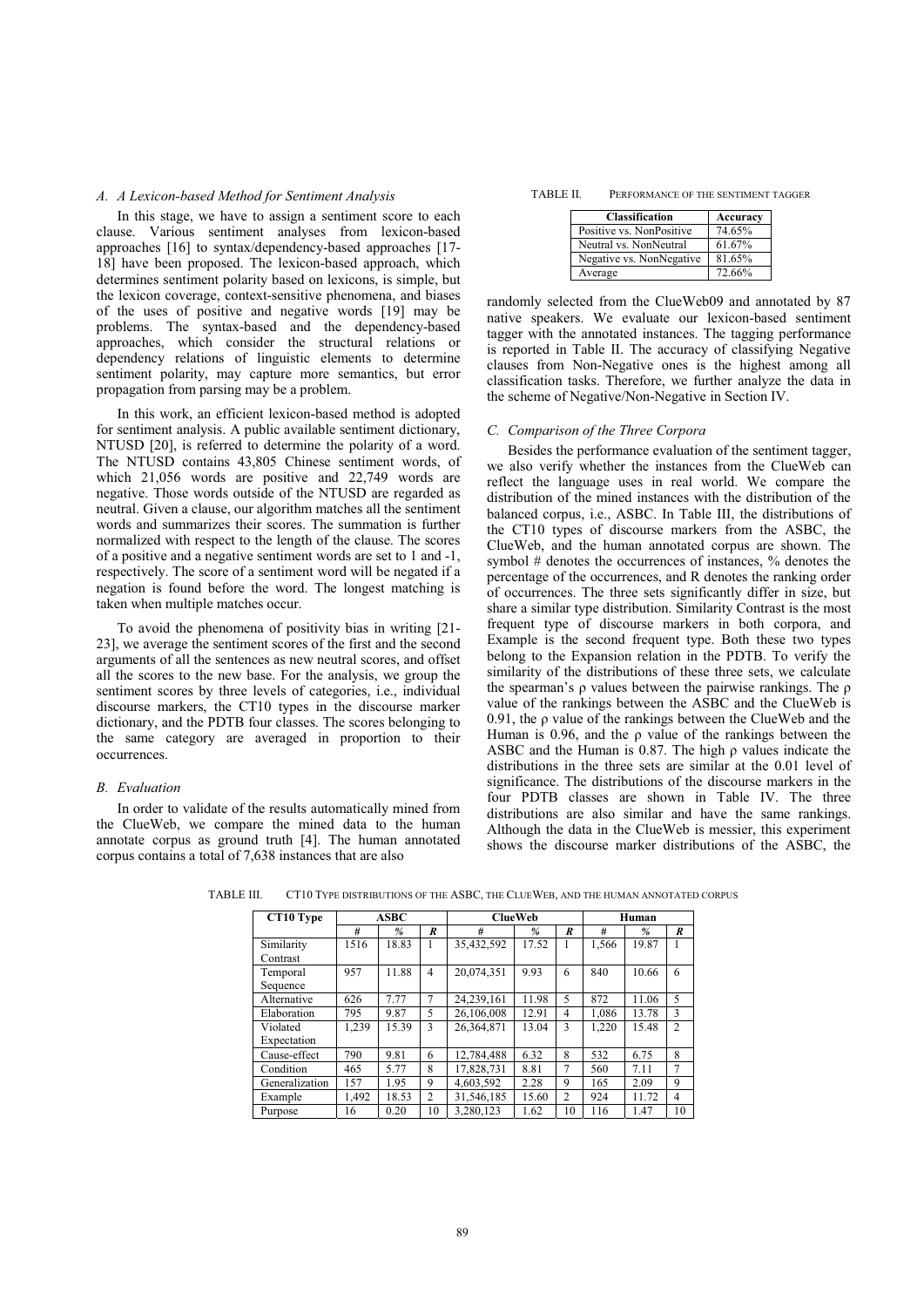### A. A Lexicon-based Method for Sentiment Analysis

In this stage, we have to assign a sentiment score to each clause. Various sentiment analyses from lexicon-based approaches [16] to syntax/dependency-based approaches [17-18] have been proposed. The lexicon-based approach, which determines sentiment polarity based on lexicons, is simple, but the lexicon coverage, context-sensitive phenomena, and biases of the uses of positive and negative words [19] may be problems. The syntax-based and the dependency-based approaches, which consider the structural relations or dependency relations of linguistic elements to determine sentiment polarity, may capture more semantics, but error propagation from parsing may be a problem.

In this work, an efficient lexicon-based method is adopted for sentiment analysis. A public available sentiment dictionary, NTUSD [20], is referred to determine the polarity of a word. The NTUSD contains 43,805 Chinese sentiment words, of which 21,056 words are positive and 22,749 words are negative. Those words outside of the NTUSD are regarded as neutral. Given a clause, our algorithm matches all the sentiment words and summarizes their scores. The summation is further normalized with respect to the length of the clause. The scores of a positive and a negative sentiment words are set to 1 and -1, respectively. The score of a sentiment word will be negated if a negation is found before the word. The longest matching is taken when multiple matches occur.

To avoid the phenomena of positivity bias in writing [21-23], we average the sentiment scores of the first and the second arguments of all the sentences as new neutral scores, and offset all the scores to the new base. For the analysis, we group the sentiment scores by three levels of categories, i.e., individual discourse markers, the CT10 types in the discourse marker dictionary, and the PDTB four classes. The scores belonging to the same category are averaged in proportion to their occurrences.

### B. Evaluation

In order to validate of the results automatically mined from the ClueWeb, we compare the mined data to the human annotate corpus as ground truth [4]. The human annotated corpus contains a total of 7,638 instances that are also randomly selected from the ClueWeb09 and annotated by 87 native speakers. We evaluate our lexicon-based sentiment tagger with the annotated instances. The tagging performance is reported in Table II. The accuracy of classifying Negative clauses from Non-Negative ones is the highest among all classification tasks. Therefore, we further analyze the data in the scheme of Negative/Non-Negative in Section IV.

TABLE II. PERFORMANCE OF THE SENTIMENT TAGGER

| Classification | Accuracy |
|---|---|
| Positive vs. NonPositive | 74.65% |
| Neutral vs. NonNeutral | 61.67% |
| Negative vs. NonNegative | 81.65% |
| Average | 72.66% |

### C. Comparison of the Three Corpora

Besides the performance evaluation of the sentiment tagger, we also verify whether the instances from the ClueWeb can reflect the language uses in real world. We compare the distribution of the mined instances with the distribution of the balanced corpus, i.e., ASBC. In Table III, the distributions of the CT10 types of discourse markers from the ASBC, the ClueWeb, and the human annotated corpus are shown. The symbol # denotes the occurrences of instances, % denotes the percentage of the occurrences, and R denotes the ranking order of occurrences. The three sets significantly differ in size, but share a similar type distribution. Similarity Contrast is the most frequent type of discourse markers in both corpora, and Example is the second frequent type. Both these two types belong to the Expansion relation in the PDTB. To verify the similarity of the distributions of these three sets, we calculate the spearman's ρ values between the pairwise rankings. The ρ value of the rankings between the ASBC and the ClueWeb is 0.91, the ρ value of the rankings between the ClueWeb and the Human is 0.96, and the ρ value of the rankings between the ASBC and the Human is 0.87. The high ρ values indicate the distributions in the three sets are similar at the 0.01 level of significance. The distributions of the discourse markers in the four PDTB classes are shown in Table IV. The three distributions are also similar and have the same rankings. Although the data in the ClueWeb is messier, this experiment shows the discourse marker distributions of the ASBC, the

TABLE III. CT10 TYPE DISTRIBUTIONS OF THE ASBC, THE CLUEWEB, AND THE HUMAN ANNOTATED CORPUS

| CT10 Type | ASBC | | | ClueWeb | | | Human | | |
|---|---|---|---|---|---|---|---|---|---|
| | # | % | *R* | # | % | *R* | # | % | *R* |
| Similarity Contrast | 1516 | 18.83 | 1 | 35,432,592 | 17.52 | 1 | 1,566 | 19.87 | 1 |
| Temporal Sequence | 957 | 11.88 | 4 | 20,074,351 | 9.93 | 6 | 840 | 10.66 | 6 |
| Alternative | 626 | 7.77 | 7 | 24,239,161 | 11.98 | 5 | 872 | 11.06 | 5 |
| Elaboration | 795 | 9.87 | 5 | 26,106,008 | 12.91 | 4 | 1,086 | 13.78 | 3 |
| Violated Expectation | 1,239 | 15.39 | 3 | 26,364,871 | 13.04 | 3 | 1,220 | 15.48 | 2 |
| Cause-effect | 790 | 9.81 | 6 | 12,784,488 | 6.32 | 8 | 532 | 6.75 | 8 |
| Condition | 465 | 5.77 | 8 | 17,828,731 | 8.81 | 7 | 560 | 7.11 | 7 |
| Generalization | 157 | 1.95 | 9 | 4,603,592 | 2.28 | 9 | 165 | 2.09 | 9 |
| Example | 1,492 | 18.53 | 2 | 31,546,185 | 15.60 | 2 | 924 | 11.72 | 4 |
| Purpose | 16 | 0.20 | 10 | 3,280,123 | 1.62 | 10 | 116 | 1.47 | 10 |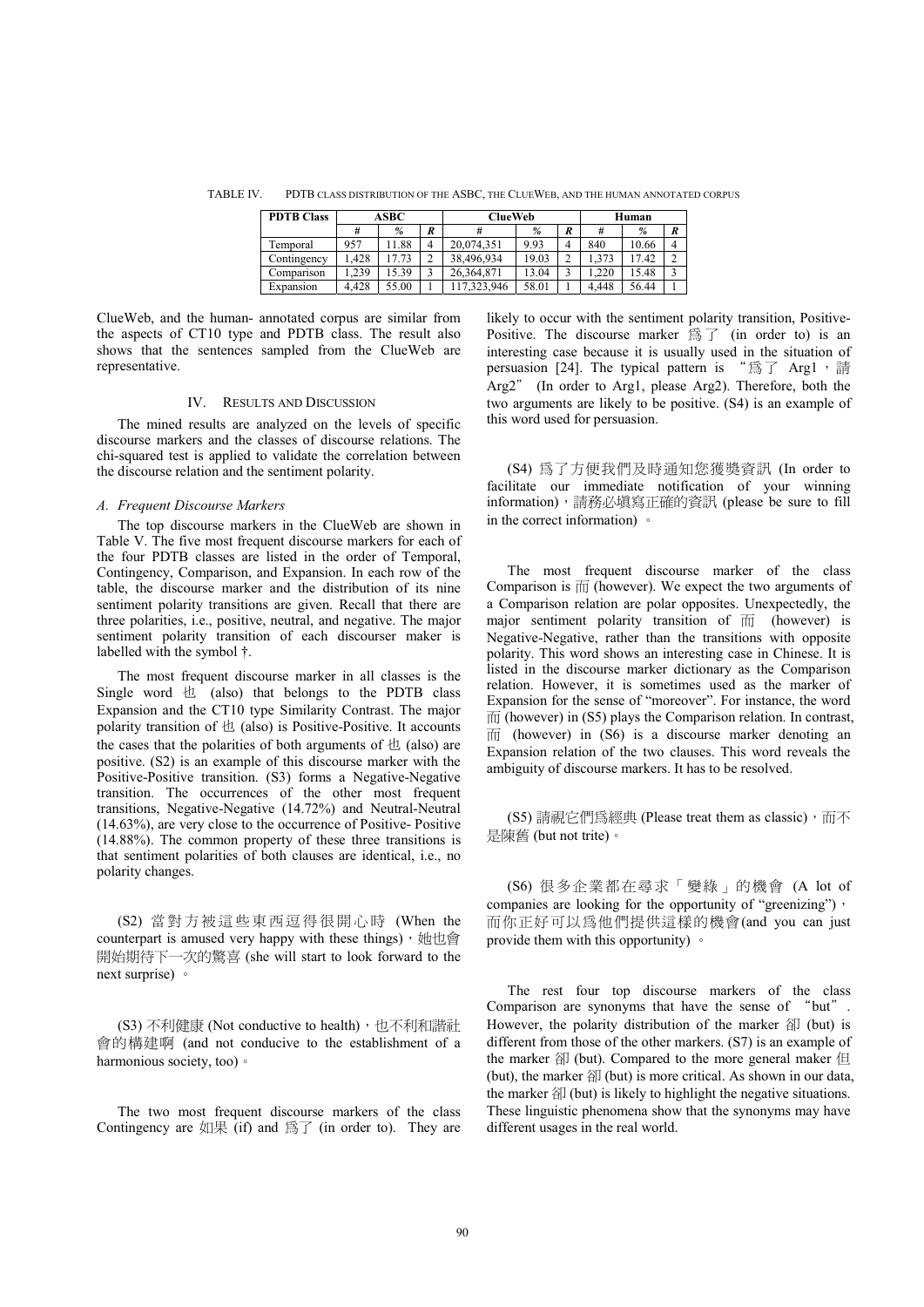TABLE IV. PDTB CLASS DISTRIBUTION OF THE ASBC, THE CLUEWEB, AND THE HUMAN ANNOTATED CORPUS

| PDTB Class | ASBC | | | ClueWeb | | | Human | | |
|---|---|---|---|---|---|---|---|---|---|
| | # | % | R | # | % | R | # | % | R |
| Temporal | 957 | 11.88 | 4 | 20,074,351 | 9.93 | 4 | 840 | 10.66 | 4 |
| Contingency | 1,428 | 17.73 | 2 | 38,496,934 | 19.03 | 2 | 1,373 | 17.42 | 2 |
| Comparison | 1,239 | 15.39 | 3 | 26,364,871 | 13.04 | 3 | 1,220 | 15.48 | 3 |
| Expansion | 4,428 | 55.00 | 1 | 117,323,946 | 58.01 | 1 | 4,448 | 56.44 | 1 |

ClueWeb, and the human- annotated corpus are similar from the aspects of CT10 type and PDTB class. The result also shows that the sentences sampled from the ClueWeb are representative.

## IV. Results and Discussion

The mined results are analyzed on the levels of specific discourse markers and the classes of discourse relations. The chi-squared test is applied to validate the correlation between the discourse relation and the sentiment polarity.

### A. Frequent Discourse Markers

The top discourse markers in the ClueWeb are shown in Table V. The five most frequent discourse markers for each of the four PDTB classes are listed in the order of Temporal, Contingency, Comparison, and Expansion. In each row of the table, the discourse marker and the distribution of its nine sentiment polarity transitions are given. Recall that there are three polarities, i.e., positive, neutral, and negative. The major sentiment polarity transition of each discourser maker is labelled with the symbol †.

The most frequent discourse marker in all classes is the Single word 也 (also) that belongs to the PDTB class Expansion and the CT10 type Similarity Contrast. The major polarity transition of 也 (also) is Positive-Positive. It accounts the cases that the polarities of both arguments of 也 (also) are positive. (S2) is an example of this discourse marker with the Positive-Positive transition. (S3) forms a Negative-Negative transition. The occurrences of the other most frequent transitions, Negative-Negative (14.72%) and Neutral-Neutral (14.63%), are very close to the occurrence of Positive- Positive (14.88%). The common property of these three transitions is that sentiment polarities of both clauses are identical, i.e., no polarity changes.

(S2) 當對方被這些東西逗得很開心時 (When the counterpart is amused very happy with these things)，她也會開始期待下一次的驚喜 (she will start to look forward to the next surprise) 。

(S3) 不利健康 (Not conductive to health)，也不利和諧社會的構建啊 (and not conducive to the establishment of a harmonious society, too)。

The two most frequent discourse markers of the class Contingency are 如果 (if) and 爲了 (in order to). They are likely to occur with the sentiment polarity transition, Positive-Positive. The discourse marker 爲了 (in order to) is an interesting case because it is usually used in the situation of persuasion [24]. The typical pattern is "爲了 Arg1，請 Arg2" (In order to Arg1, please Arg2). Therefore, both the two arguments are likely to be positive. (S4) is an example of this word used for persuasion.

(S4) 爲了方便我們及時通知您獲獎資訊 (In order to facilitate our immediate notification of your winning information)，請務必填寫正確的資訊 (please be sure to fill in the correct information) 。

The most frequent discourse marker of the class Comparison is 而 (however). We expect the two arguments of a Comparison relation are polar opposites. Unexpectedly, the major sentiment polarity transition of 而 (however) is Negative-Negative, rather than the transitions with opposite polarity. This word shows an interesting case in Chinese. It is listed in the discourse marker dictionary as the Comparison relation. However, it is sometimes used as the marker of Expansion for the sense of "moreover". For instance, the word 而 (however) in (S5) plays the Comparison relation. In contrast, 而 (however) in (S6) is a discourse marker denoting an Expansion relation of the two clauses. This word reveals the ambiguity of discourse markers. It has to be resolved.

(S5) 請視它們爲經典 (Please treat them as classic)，而不是陳舊 (but not trite)。

(S6) 很多企業都在尋求「變綠」的機會 (A lot of companies are looking for the opportunity of "greenizing")，而你正好可以爲他們提供這樣的機會(and you can just provide them with this opportunity) 。

The rest four top discourse markers of the class Comparison are synonyms that have the sense of "but". However, the polarity distribution of the marker 卻 (but) is different from those of the other markers. (S7) is an example of the marker 卻 (but). Compared to the more general maker 但 (but), the marker 卻 (but) is more critical. As shown in our data, the marker 卻 (but) is likely to highlight the negative situations. These linguistic phenomena show that the synonyms may have different usages in the real world.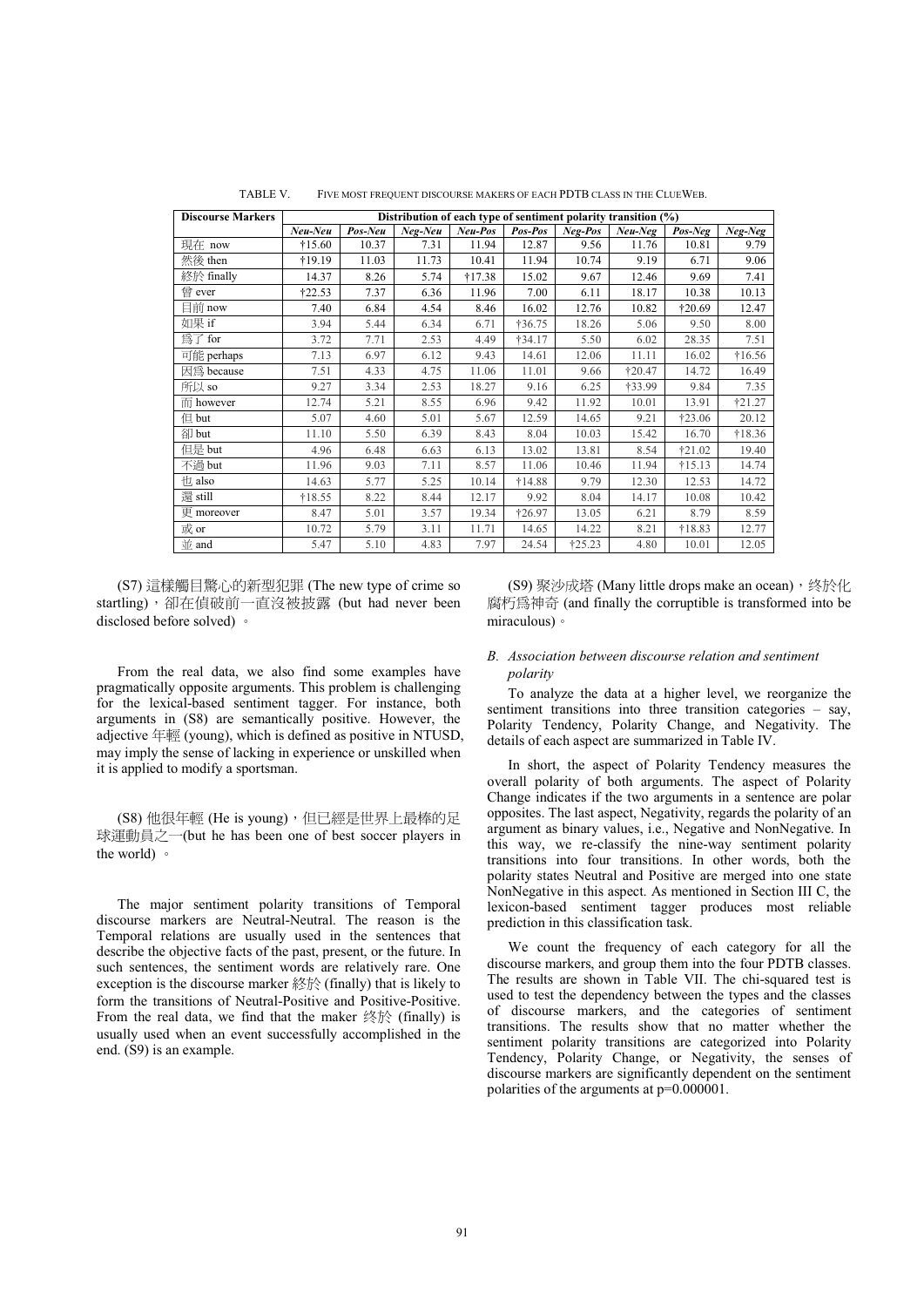TABLE V. FIVE MOST FREQUENT DISCOURSE MAKERS OF EACH PDTB CLASS IN THE CLUEWEB.

| Discourse Markers | Distribution of each type of sentiment polarity transition (%) | | | | | | | | |
|---|---|---|---|---|---|---|---|---|---|
| | *Neu-Neu* | *Pos-Neu* | *Neg-Neu* | *Neu-Pos* | *Pos-Pos* | *Neg-Pos* | *Neu-Neg* | *Pos-Neg* | *Neg-Neg* |
| 現在 now | †15.60 | 10.37 | 7.31 | 11.94 | 12.87 | 9.56 | 11.76 | 10.81 | 9.79 |
| 然後 then | †19.19 | 11.03 | 11.73 | 10.41 | 11.94 | 10.74 | 9.19 | 6.71 | 9.06 |
| 終於 finally | 14.37 | 8.26 | 5.74 | †17.38 | 15.02 | 9.67 | 12.46 | 9.69 | 7.41 |
| 曾 ever | †22.53 | 7.37 | 6.36 | 11.96 | 7.00 | 6.11 | 18.17 | 10.38 | 10.13 |
| 目前 now | 7.40 | 6.84 | 4.54 | 8.46 | 16.02 | 12.76 | 10.82 | †20.69 | 12.47 |
| 如果 if | 3.94 | 5.44 | 6.34 | 6.71 | †36.75 | 18.26 | 5.06 | 9.50 | 8.00 |
| 爲了 for | 3.72 | 7.71 | 2.53 | 4.49 | †34.17 | 5.50 | 6.02 | 28.35 | 7.51 |
| 可能 perhaps | 7.13 | 6.97 | 6.12 | 9.43 | 14.61 | 12.06 | 11.11 | 16.02 | †16.56 |
| 因爲 because | 7.51 | 4.33 | 4.75 | 11.06 | 11.01 | 9.66 | †20.47 | 14.72 | 16.49 |
| 所以 so | 9.27 | 3.34 | 2.53 | 18.27 | 9.16 | 6.25 | †33.99 | 9.84 | 7.35 |
| 而 however | 12.74 | 5.21 | 8.55 | 6.96 | 9.42 | 11.92 | 10.01 | 13.91 | †21.27 |
| 但 but | 5.07 | 4.60 | 5.01 | 5.67 | 12.59 | 14.65 | 9.21 | †23.06 | 20.12 |
| 卻 but | 11.10 | 5.50 | 6.39 | 8.43 | 8.04 | 10.03 | 15.42 | 16.70 | †18.36 |
| 但是 but | 4.96 | 6.48 | 6.63 | 6.13 | 13.02 | 13.81 | 8.54 | †21.02 | 19.40 |
| 不過 but | 11.96 | 9.03 | 7.11 | 8.57 | 11.06 | 10.46 | 11.94 | †15.13 | 14.74 |
| 也 also | 14.63 | 5.77 | 5.25 | 10.14 | †14.88 | 9.79 | 12.30 | 12.53 | 14.72 |
| 還 still | †18.55 | 8.22 | 8.44 | 12.17 | 9.92 | 8.04 | 14.17 | 10.08 | 10.42 |
| 更 moreover | 8.47 | 5.01 | 3.57 | 19.34 | †26.97 | 13.05 | 6.21 | 8.79 | 8.59 |
| 或 or | 10.72 | 5.79 | 3.11 | 11.71 | 14.65 | 14.22 | 8.21 | †18.83 | 12.77 |
| 並 and | 5.47 | 5.10 | 4.83 | 7.97 | 24.54 | †25.23 | 4.80 | 10.01 | 12.05 |

(S7) 這樣觸目驚心的新型犯罪 (The new type of crime so startling)，卻在偵破前一直沒被披露 (but had never been disclosed before solved) 。

From the real data, we also find some examples have pragmatically opposite arguments. This problem is challenging for the lexical-based sentiment tagger. For instance, both arguments in (S8) are semantically positive. However, the adjective 年輕 (young), which is defined as positive in NTUSD, may imply the sense of lacking in experience or unskilled when it is applied to modify a sportsman.

(S8) 他很年輕 (He is young)，但已經是世界上最棒的足球運動員之一(but he has been one of best soccer players in the world) 。

The major sentiment polarity transitions of Temporal discourse markers are Neutral-Neutral. The reason is the Temporal relations are usually used in the sentences that describe the objective facts of the past, present, or the future. In such sentences, the sentiment words are relatively rare. One exception is the discourse marker 終於 (finally) that is likely to form the transitions of Neutral-Positive and Positive-Positive. From the real data, we find that the maker 终於 (finally) is usually used when an event successfully accomplished in the end. (S9) is an example.

(S9) 聚沙成塔 (Many little drops make an ocean)，终於化腐朽爲神奇 (and finally the corruptible is transformed into be miraculous)。

### *B. Association between discourse relation and sentiment polarity*

To analyze the data at a higher level, we reorganize the sentiment transitions into three transition categories – say, Polarity Tendency, Polarity Change, and Negativity. The details of each aspect are summarized in Table IV.

In short, the aspect of Polarity Tendency measures the overall polarity of both arguments. The aspect of Polarity Change indicates if the two arguments in a sentence are polar opposites. The last aspect, Negativity, regards the polarity of an argument as binary values, i.e., Negative and NonNegative. In this way, we re-classify the nine-way sentiment polarity transitions into four transitions. In other words, both the polarity states Neutral and Positive are merged into one state NonNegative in this aspect. As mentioned in Section III C, the lexicon-based sentiment tagger produces most reliable prediction in this classification task.

We count the frequency of each category for all the discourse markers, and group them into the four PDTB classes. The results are shown in Table VII. The chi-squared test is used to test the dependency between the types and the classes of discourse markers, and the categories of sentiment transitions. The results show that no matter whether the sentiment polarity transitions are categorized into Polarity Tendency, Polarity Change, or Negativity, the senses of discourse markers are significantly dependent on the sentiment polarities of the arguments at p=0.000001.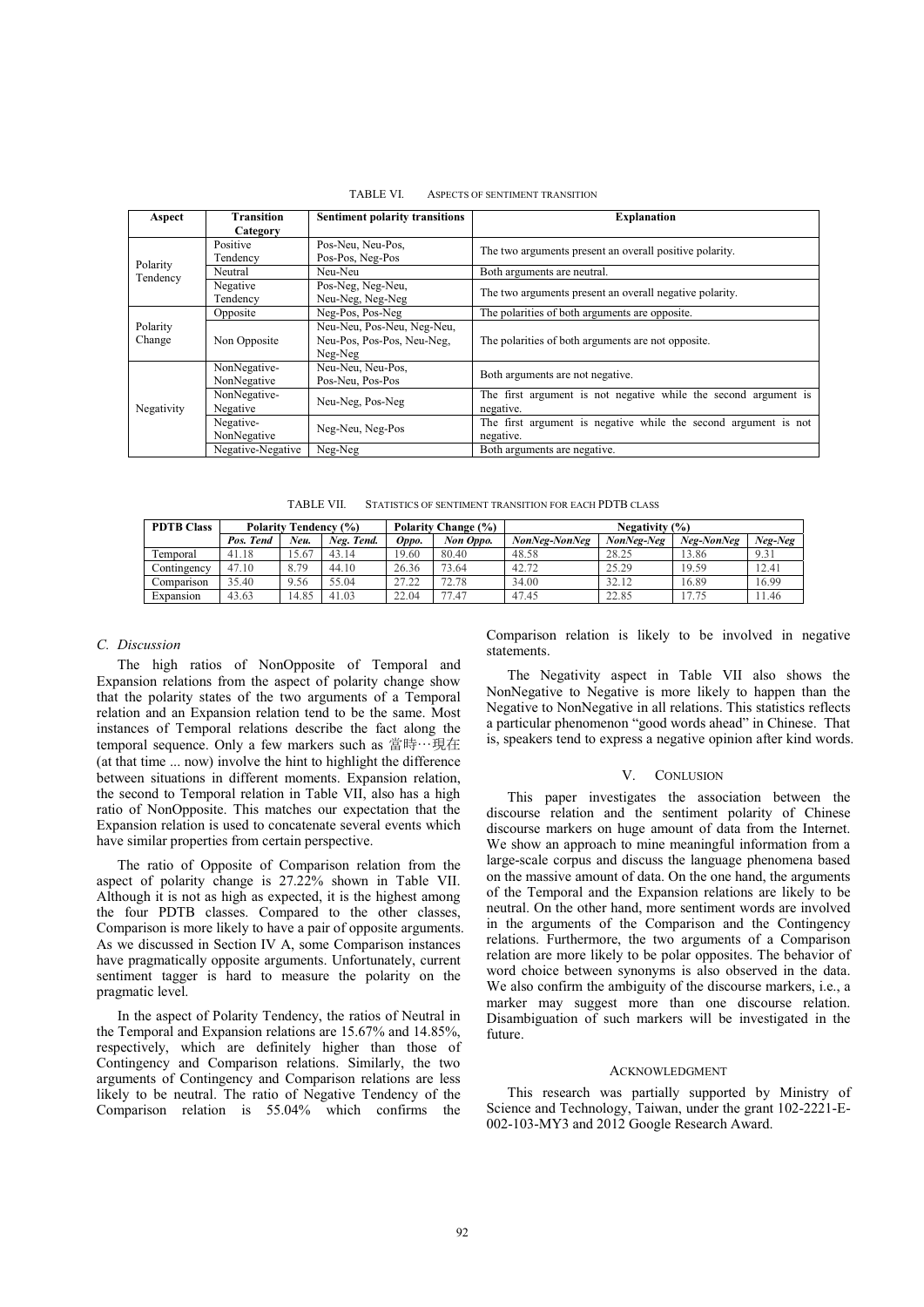TABLE VI. ASPECTS OF SENTIMENT TRANSITION

| Aspect | Transition Category | Sentiment polarity transitions | Explanation |
|---|---|---|---|
| Polarity Tendency | Positive Tendency | Pos-Neu, Neu-Pos, Pos-Pos, Neg-Pos | The two arguments present an overall positive polarity. |
| | Neutral | Neu-Neu | Both arguments are neutral. |
| | Negative Tendency | Pos-Neg, Neg-Neu, Neu-Neg, Neg-Neg | The two arguments present an overall negative polarity. |
| Polarity Change | Opposite | Neg-Pos, Pos-Neg | The polarities of both arguments are opposite. |
| | Non Opposite | Neu-Neu, Pos-Neu, Neg-Neu, Neu-Pos, Pos-Pos, Neu-Neg, Neg-Neg | The polarities of both arguments are not opposite. |
| Negativity | NonNegative-NonNegative | Neu-Neu, Neu-Pos, Pos-Neu, Pos-Pos | Both arguments are not negative. |
| | NonNegative-Negative | Neu-Neg, Pos-Neg | The first argument is not negative while the second argument is negative. |
| | Negative-NonNegative | Neg-Neu, Neg-Pos | The first argument is negative while the second argument is not negative. |
| | Negative-Negative | Neg-Neg | Both arguments are negative. |

TABLE VII. STATISTICS OF SENTIMENT TRANSITION FOR EACH PDTB CLASS

| PDTB Class | Polarity Tendency (%) | | | Polarity Change (%) | | Negativity (%) | | | |
|---|---|---|---|---|---|---|---|---|---|
| | *Pos. Tend* | *Neu.* | *Neg. Tend.* | *Oppo.* | *Non Oppo.* | *NonNeg-NonNeg* | *NonNeg-Neg* | *Neg-NonNeg* | *Neg-Neg* |
| Temporal | 41.18 | 15.67 | 43.14 | 19.60 | 80.40 | 48.58 | 28.25 | 13.86 | 9.31 |
| Contingency | 47.10 | 8.79 | 44.10 | 26.36 | 73.64 | 42.72 | 25.29 | 19.59 | 12.41 |
| Comparison | 35.40 | 9.56 | 55.04 | 27.22 | 72.78 | 34.00 | 32.12 | 16.89 | 16.99 |
| Expansion | 43.63 | 14.85 | 41.03 | 22.04 | 77.47 | 47.45 | 22.85 | 17.75 | 11.46 |

### C. Discussion

The high ratios of NonOpposite of Temporal and Expansion relations from the aspect of polarity change show that the polarity states of the two arguments of a Temporal relation and an Expansion relation tend to be the same. Most instances of Temporal relations describe the fact along the temporal sequence. Only a few markers such as 當時…現在 (at that time ... now) involve the hint to highlight the difference between situations in different moments. Expansion relation, the second to Temporal relation in Table VII, also has a high ratio of NonOpposite. This matches our expectation that the Expansion relation is used to concatenate several events which have similar properties from certain perspective.

The ratio of Opposite of Comparison relation from the aspect of polarity change is 27.22% shown in Table VII. Although it is not as high as expected, it is the highest among the four PDTB classes. Compared to the other classes, Comparison is more likely to have a pair of opposite arguments. As we discussed in Section IV A, some Comparison instances have pragmatically opposite arguments. Unfortunately, current sentiment tagger is hard to measure the polarity on the pragmatic level.

In the aspect of Polarity Tendency, the ratios of Neutral in the Temporal and Expansion relations are 15.67% and 14.85%, respectively, which are definitely higher than those of Contingency and Comparison relations. Similarly, the two arguments of Contingency and Comparison relations are less likely to be neutral. The ratio of Negative Tendency of the Comparison relation is 55.04% which confirms the Comparison relation is likely to be involved in negative statements.

The Negativity aspect in Table VII also shows the NonNegative to Negative is more likely to happen than the Negative to NonNegative in all relations. This statistics reflects a particular phenomenon "good words ahead" in Chinese. That is, speakers tend to express a negative opinion after kind words.

## V. CONLUSION

This paper investigates the association between the discourse relation and the sentiment polarity of Chinese discourse markers on huge amount of data from the Internet. We show an approach to mine meaningful information from a large-scale corpus and discuss the language phenomena based on the massive amount of data. On the one hand, the arguments of the Temporal and the Expansion relations are likely to be neutral. On the other hand, more sentiment words are involved in the arguments of the Comparison and the Contingency relations. Furthermore, the two arguments of a Comparison relation are more likely to be polar opposites. The behavior of word choice between synonyms is also observed in the data. We also confirm the ambiguity of the discourse markers, i.e., a marker may suggest more than one discourse relation. Disambiguation of such markers will be investigated in the future.

## ACKNOWLEDGMENT

This research was partially supported by Ministry of Science and Technology, Taiwan, under the grant 102-2221-E-002-103-MY3 and 2012 Google Research Award.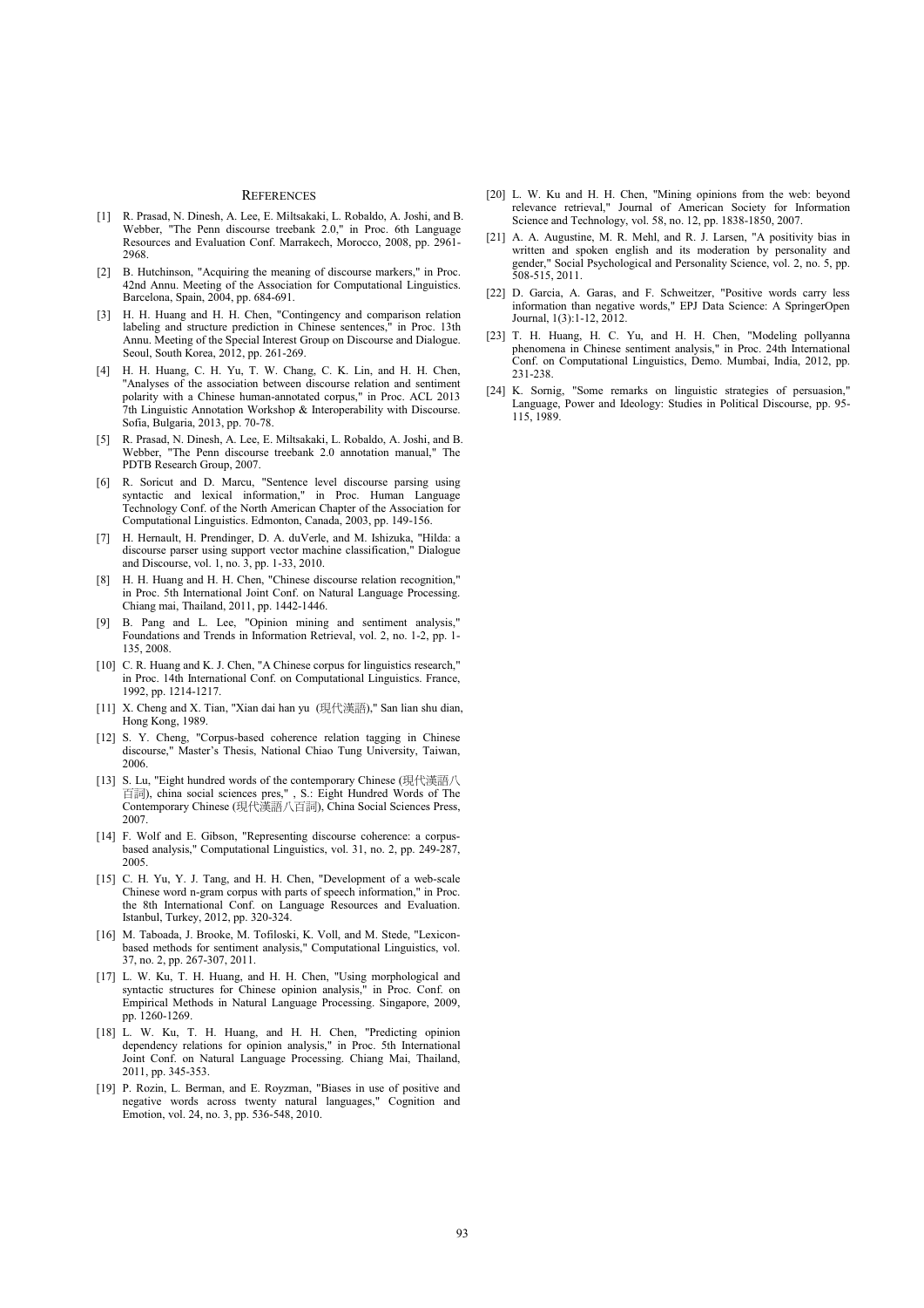## REFERENCES

[1] R. Prasad, N. Dinesh, A. Lee, E. Miltsakaki, L. Robaldo, A. Joshi, and B. Webber, "The Penn discourse treebank 2.0," in Proc. 6th Language Resources and Evaluation Conf. Marrakech, Morocco, 2008, pp. 2961-2968.

[2] B. Hutchinson, "Acquiring the meaning of discourse markers," in Proc. 42nd Annu. Meeting of the Association for Computational Linguistics. Barcelona, Spain, 2004, pp. 684-691.

[3] H. H. Huang and H. H. Chen, "Contingency and comparison relation labeling and structure prediction in Chinese sentences," in Proc. 13th Annu. Meeting of the Special Interest Group on Discourse and Dialogue. Seoul, South Korea, 2012, pp. 261-269.

[4] H. H. Huang, C. H. Yu, T. W. Chang, C. K. Lin, and H. H. Chen, "Analyses of the association between discourse relation and sentiment polarity with a Chinese human-annotated corpus," in Proc. ACL 2013 7th Linguistic Annotation Workshop & Interoperability with Discourse. Sofia, Bulgaria, 2013, pp. 70-78.

[5] R. Prasad, N. Dinesh, A. Lee, E. Miltsakaki, L. Robaldo, A. Joshi, and B. Webber, "The Penn discourse treebank 2.0 annotation manual," The PDTB Research Group, 2007.

[6] R. Soricut and D. Marcu, "Sentence level discourse parsing using syntactic and lexical information," in Proc. Human Language Technology Conf. of the North American Chapter of the Association for Computational Linguistics. Edmonton, Canada, 2003, pp. 149-156.

[7] H. Hernault, H. Prendinger, D. A. duVerle, and M. Ishizuka, "Hilda: a discourse parser using support vector machine classification," Dialogue and Discourse, vol. 1, no. 3, pp. 1-33, 2010.

[8] H. H. Huang and H. H. Chen, "Chinese discourse relation recognition," in Proc. 5th International Joint Conf. on Natural Language Processing. Chiang mai, Thailand, 2011, pp. 1442-1446.

[9] B. Pang and L. Lee, "Opinion mining and sentiment analysis," Foundations and Trends in Information Retrieval, vol. 2, no. 1-2, pp. 1-135, 2008.

[10] C. R. Huang and K. J. Chen, "A Chinese corpus for linguistics research," in Proc. 14th International Conf. on Computational Linguistics. France, 1992, pp. 1214-1217.

[11] X. Cheng and X. Tian, "Xian dai han yu (現代漢語)," San lian shu dian, Hong Kong, 1989.

[12] S. Y. Cheng, "Corpus-based coherence relation tagging in Chinese discourse," Master's Thesis, National Chiao Tung University, Taiwan, 2006.

[13] S. Lu, "Eight hundred words of the contemporary Chinese (現代漢語八百詞), china social sciences pres," , S.: Eight Hundred Words of The Contemporary Chinese (現代漢語八百詞), China Social Sciences Press, 2007.

[14] F. Wolf and E. Gibson, "Representing discourse coherence: a corpus-based analysis," Computational Linguistics, vol. 31, no. 2, pp. 249-287, 2005.

[15] C. H. Yu, Y. J. Tang, and H. H. Chen, "Development of a web-scale Chinese word n-gram corpus with parts of speech information," in Proc. the 8th International Conf. on Language Resources and Evaluation. Istanbul, Turkey, 2012, pp. 320-324.

[16] M. Taboada, J. Brooke, M. Tofiloski, K. Voll, and M. Stede, "Lexicon-based methods for sentiment analysis," Computational Linguistics, vol. 37, no. 2, pp. 267-307, 2011.

[17] L. W. Ku, T. H. Huang, and H. H. Chen, "Using morphological and syntactic structures for Chinese opinion analysis," in Proc. Conf. on Empirical Methods in Natural Language Processing. Singapore, 2009, pp. 1260-1269.

[18] L. W. Ku, T. H. Huang, and H. H. Chen, "Predicting opinion dependency relations for opinion analysis," in Proc. 5th International Joint Conf. on Natural Language Processing. Chiang Mai, Thailand, 2011, pp. 345-353.

[19] P. Rozin, L. Berman, and E. Royzman, "Biases in use of positive and negative words across twenty natural languages," Cognition and Emotion, vol. 24, no. 3, pp. 536-548, 2010.

[20] L. W. Ku and H. H. Chen, "Mining opinions from the web: beyond relevance retrieval," Journal of American Society for Information Science and Technology, vol. 58, no. 12, pp. 1838-1850, 2007.

[21] A. A. Augustine, M. R. Mehl, and R. J. Larsen, "A positivity bias in written and spoken english and its moderation by personality and gender," Social Psychological and Personality Science, vol. 2, no. 5, pp. 508-515, 2011.

[22] D. Garcia, A. Garas, and F. Schweitzer, "Positive words carry less information than negative words," EPJ Data Science: A SpringerOpen Journal, 1(3):1-12, 2012.

[23] T. H. Huang, H. C. Yu, and H. H. Chen, "Modeling pollyanna phenomena in Chinese sentiment analysis," in Proc. 24th International Conf. on Computational Linguistics, Demo. Mumbai, India, 2012, pp. 231-238.

[24] K. Sornig, "Some remarks on linguistic strategies of persuasion," Language, Power and Ideology: Studies in Political Discourse, pp. 95-115, 1989.